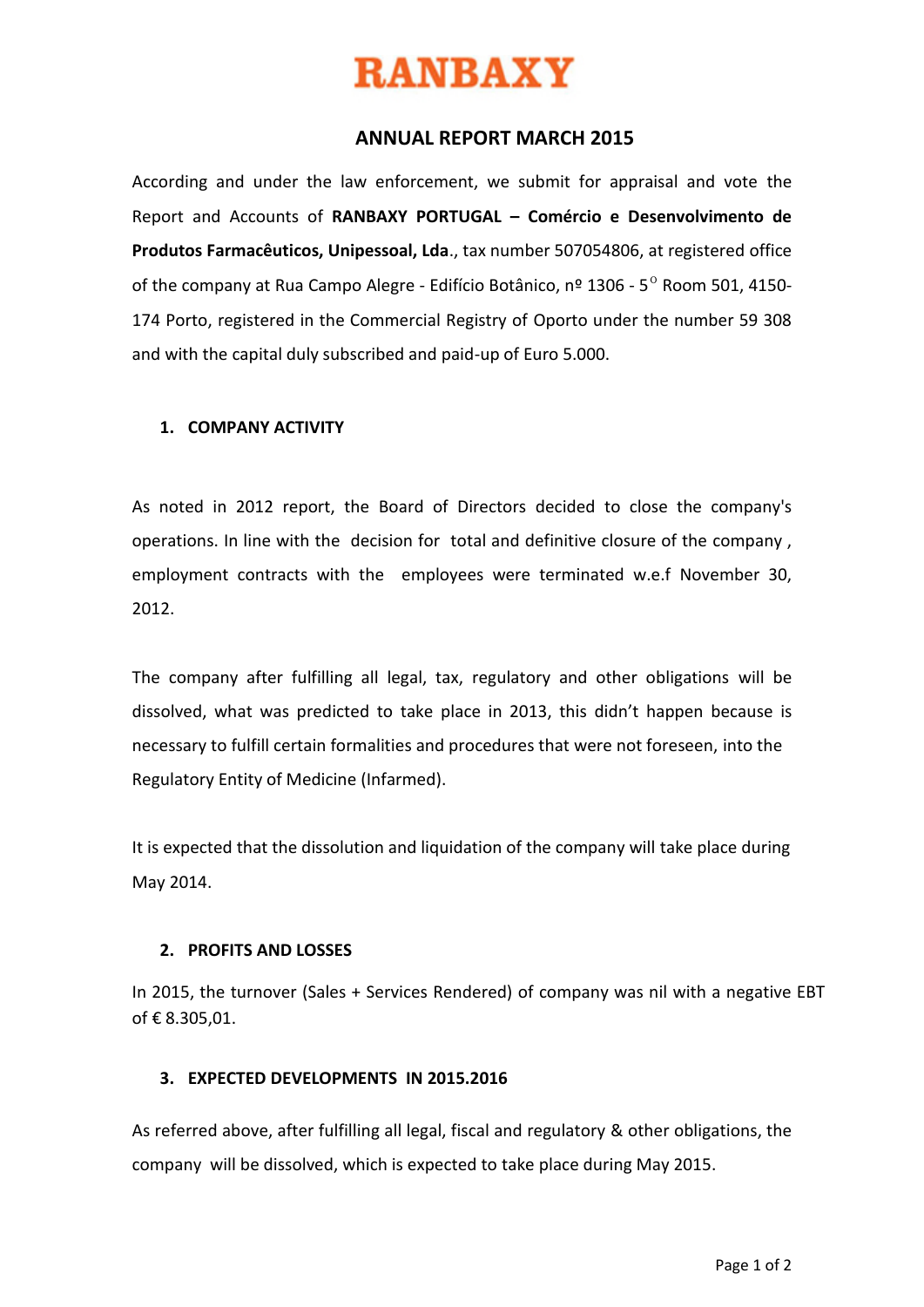# RANBAXY

## ANNUAL REPORT MARCH 2015

According and under the law enforcement, we submit for appraisal and vote the Report and Accounts of **RANBAXY PORTUGAL – Comércio e Desenvolvimento de Produtos Farmacêuticos, Unipessoal, Lda**., tax number 507054806, at registered office of the company at Rua Campo Alegre - Edifício Botânico, nº 1306 - 5º Room 501, 4150-174 Porto, registered in the Commercial Registry of Oporto under the number 59 308 and with the capital duly subscribed and paid-up of Euro 5.000.

### 1. COMPANY ACTIVITY

As noted in 2012 report, the Board of Directors decided to close the company's operations. In line with the decision for total and definitive closure of the company , employment contracts with the employees were terminated w.e.f November 30, 2012.

The company after fulfilling all legal, tax, regulatory and other obligations will be dissolved, what was predicted to take place in 2013, this didn't happen because is necessary to fulfill certain formalities and procedures that were not foreseen, into the Regulatory Entity of Medicine (Infarmed).

It is expected that the dissolution and liquidation of the company will take place during May 2014.

### 2. PROFITS AND LOSSES

In 2015, the turnover (Sales + Services Rendered) of company was nil with a negative EBT of € 8.305,01.

### 3. EXPECTED DEVELOPMENTS IN 2015.2016

As referred above, after fulfilling all legal, fiscal and regulatory & other obligations, the company will be dissolved, which is expected to take place during May 2015.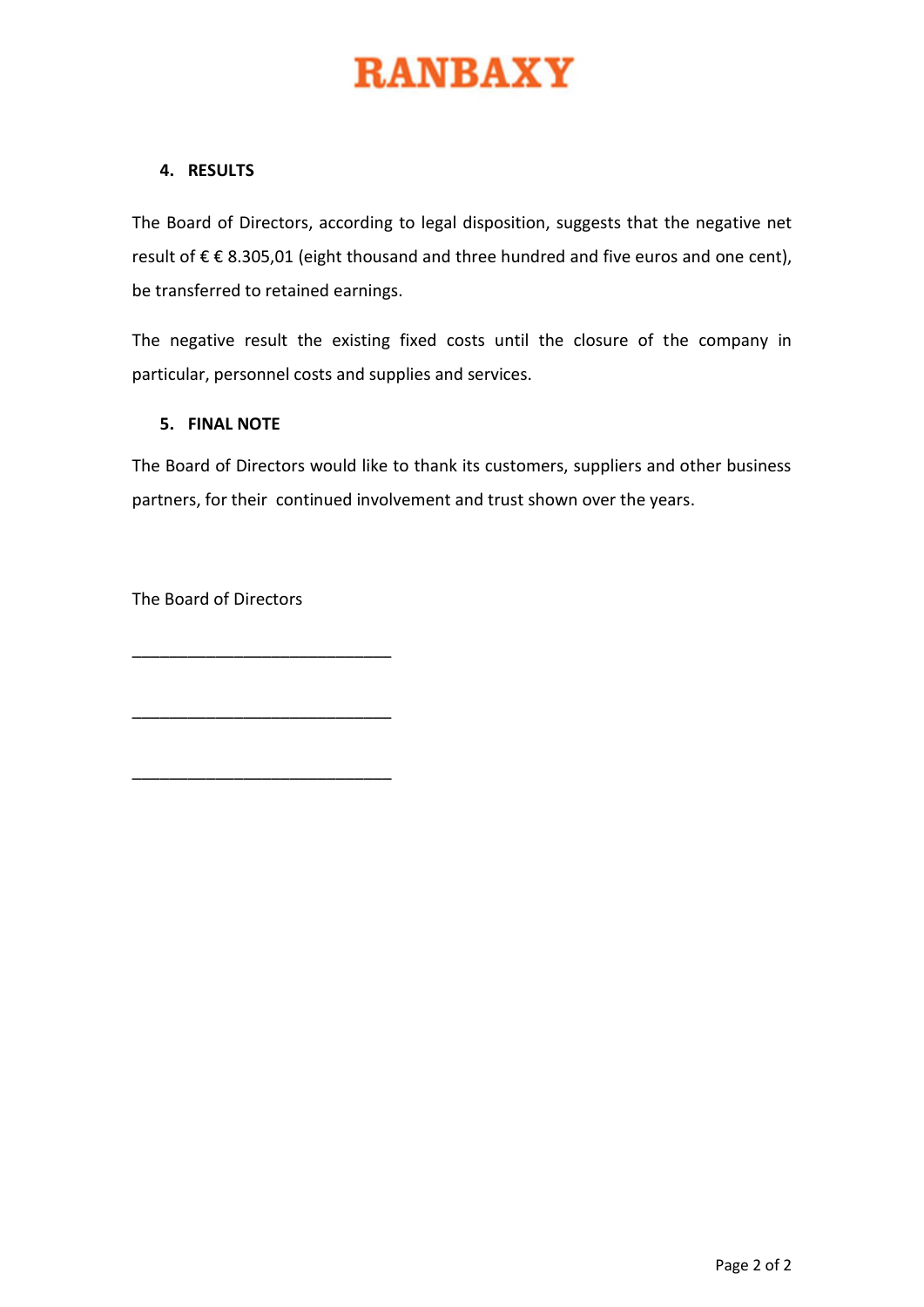# RANBAXY

## 4. RESULTS

The Board of Directors, according to legal disposition, suggests that the negative net result of € € 8.305,01 (eight thousand and three hundred and five euros and one cent), be transferred to retained earnings.

The negative result the existing fixed costs until the closure of the company in particular, personnel costs and supplies and services.

## 5. FINAL NOTE

The Board of Directors would like to thank its customers, suppliers and other business partners, for their continued involvement and trust shown over the years.

The Board of Directors

\_\_\_\_\_\_\_\_\_\_\_\_\_\_\_\_\_\_\_\_\_\_\_\_\_\_\_\_\_\_

\_\_\_\_\_\_\_\_\_\_\_\_\_\_\_\_\_\_\_\_\_\_\_\_\_\_\_\_\_\_

\_\_\_\_\_\_\_\_\_\_\_\_\_\_\_\_\_\_\_\_\_\_\_\_\_\_\_\_\_\_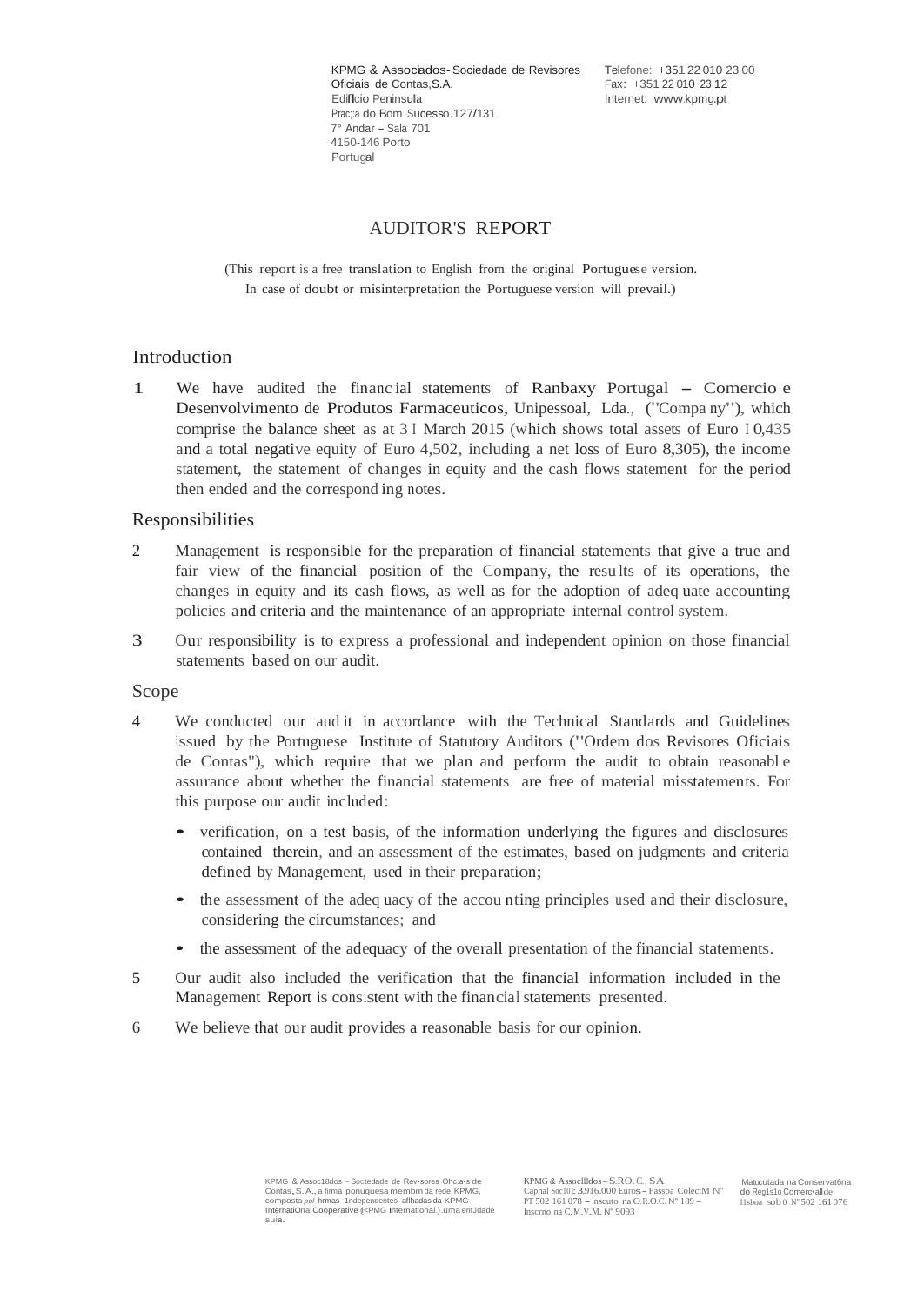KPMG & Associados- Sociedade de Revisores Oficiais de Contas,S.A.
Edifício Peninsula
Praça do Bom Sucesso.127/131
7° Andar – Sala 701
4150-146 Porto
Portugal

Telefone: +351 22 010 23 00
Fax: +351 22 010 23 12
Internet: www.kpmg.pt

# AUDITOR'S REPORT

(This report is a free translation to English from the original Portuguese version. In case of doubt or misinterpretation the Portuguese version will prevail.)

## Introduction

1 We have audited the financial statements of Ranbaxy Portugal – Comercio e Desenvolvimento de Produtos Farmaceuticos, Unipessoal, Lda., ("Company"), which comprise the balance sheet as at 31 March 2015 (which shows total assets of Euro 10,435 and a total negative equity of Euro 4,502, including a net loss of Euro 8,305), the income statement, the statement of changes in equity and the cash flows statement for the period then ended and the corresponding notes.

## Responsibilities

2 Management is responsible for the preparation of financial statements that give a true and fair view of the financial position of the Company, the results of its operations, the changes in equity and its cash flows, as well as for the adoption of adequate accounting policies and criteria and the maintenance of an appropriate internal control system.

3 Our responsibility is to express a professional and independent opinion on those financial statements based on our audit.

## Scope

4 We conducted our audit in accordance with the Technical Standards and Guidelines issued by the Portuguese Institute of Statutory Auditors ("Ordem dos Revisores Oficiais de Contas"), which require that we plan and perform the audit to obtain reasonable assurance about whether the financial statements are free of material misstatements. For this purpose our audit included:

- verification, on a test basis, of the information underlying the figures and disclosures contained therein, and an assessment of the estimates, based on judgments and criteria defined by Management, used in their preparation;
- the assessment of the adequacy of the accounting principles used and their disclosure, considering the circumstances; and
- the assessment of the adequacy of the overall presentation of the financial statements.

5 Our audit also included the verification that the financial information included in the Management Report is consistent with the financial statements presented.

6 We believe that our audit provides a reasonable basis for our opinion.

KPMG & Associados – Sociedade de Revisores Oficiais de Contas, S.A., a firma portuguesa membro da rede KPMG, composta por firmas independentes afiliadas da KPMG International Cooperative (KPMG International), uma entidade suíça.

KPMG & Associados – S.R.O.C., S.A. Capital Social: 3.916.000 Euros – Pessoa Colectiva N° PT 502 161 078 – Inscrito na O.R.O.C. N° 189 – Inscrito na C.M.V.M. N° 9093

Matriculada na Conservatória do Registo Comercial de Lisboa sob o N° 502 161 076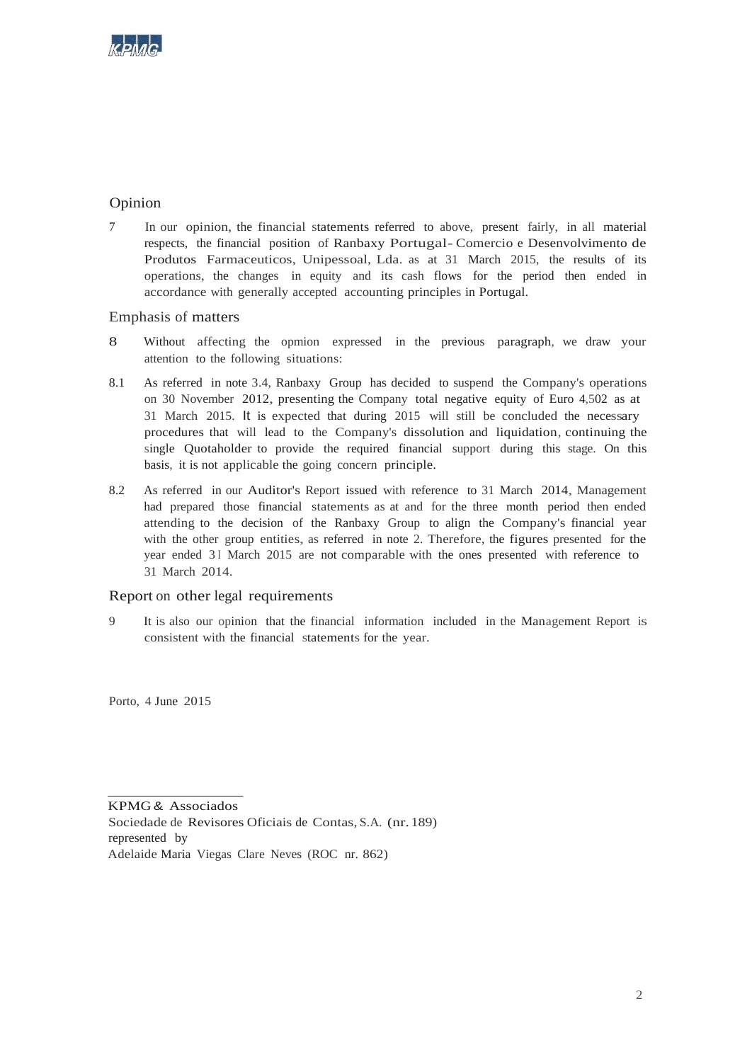## Opinion

7 In our opinion, the financial statements referred to above, present fairly, in all material respects, the financial position of Ranbaxy Portugal- Comercio e Desenvolvimento de Produtos Farmaceuticos, Unipessoal, Lda. as at 31 March 2015, the results of its operations, the changes in equity and its cash flows for the period then ended in accordance with generally accepted accounting principles in Portugal.

## Emphasis of matters

8 Without affecting the opmion expressed in the previous paragraph, we draw your attention to the following situations:

8.1 As referred in note 3.4, Ranbaxy Group has decided to suspend the Company's operations on 30 November 2012, presenting the Company total negative equity of Euro 4,502 as at 31 March 2015. It is expected that during 2015 will still be concluded the necessary procedures that will lead to the Company's dissolution and liquidation, continuing the single Quotaholder to provide the required financial support during this stage. On this basis, it is not applicable the going concern principle.

8.2 As referred in our Auditor's Report issued with reference to 31 March 2014, Management had prepared those financial statements as at and for the three month period then ended attending to the decision of the Ranbaxy Group to align the Company's financial year with the other group entities, as referred in note 2. Therefore, the figures presented for the year ended 31 March 2015 are not comparable with the ones presented with reference to 31 March 2014.

## Report on other legal requirements

9 It is also our opinion that the financial information included in the Management Report is consistent with the financial statements for the year.

Porto, 4 June 2015

KPMG & Associados
Sociedade de Revisores Oficiais de Contas, S.A. (nr. 189)
represented by
Adelaide Maria Viegas Clare Neves (ROC nr. 862)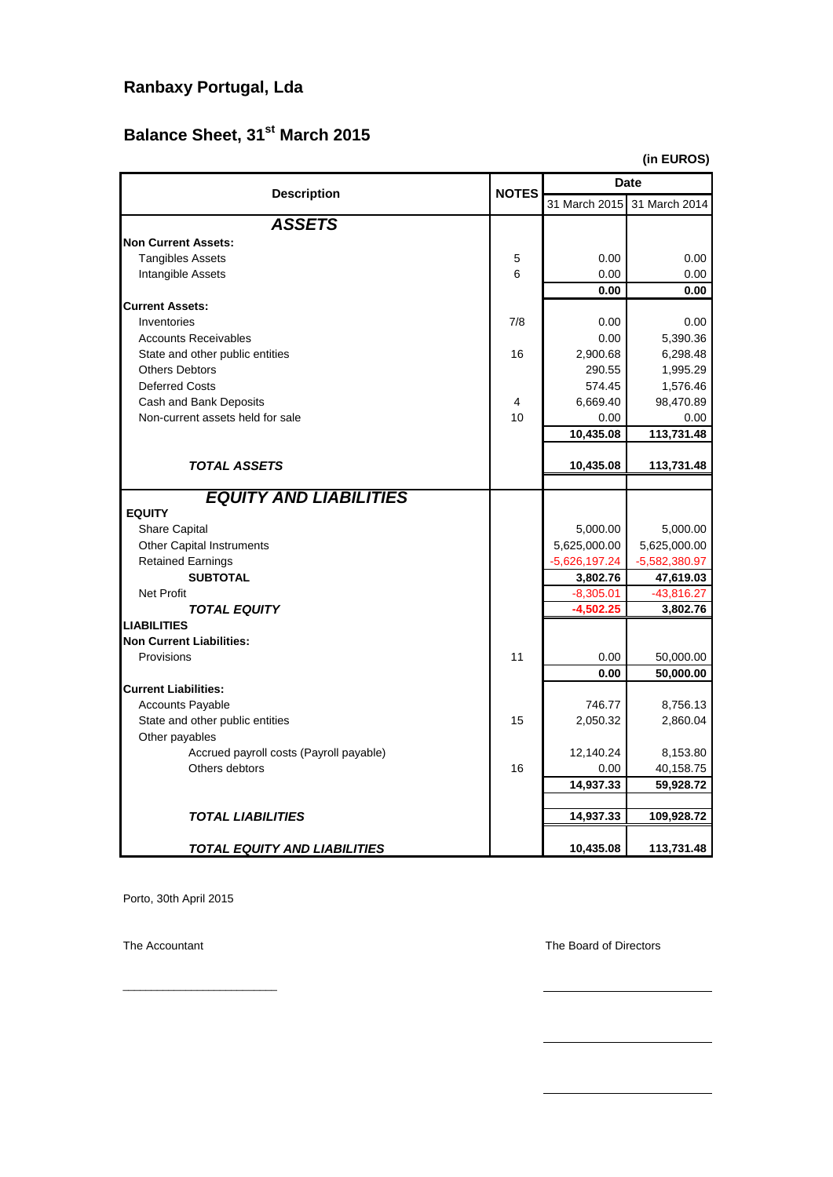## Ranbaxy Portugal, Lda

## Balance Sheet, 31st March 2015

**(in EUROS)**

| Description | NOTES | Date | |
|---|---|---|---|
| | | 31 March 2015 | 31 March 2014 |
| ***ASSETS*** | | | |
| **Non Current Assets:** | | | |
| Tangibles Assets | 5 | 0.00 | 0.00 |
| Intangible Assets | 6 | 0.00 | 0.00 |
| | | **0.00** | **0.00** |
| **Current Assets:** | | | |
| Inventories | 7/8 | 0.00 | 0.00 |
| Accounts Receivables | | 0.00 | 5,390.36 |
| State and other public entities | 16 | 2,900.68 | 6,298.48 |
| Others Debtors | | 290.55 | 1,995.29 |
| Deferred Costs | | 574.45 | 1,576.46 |
| Cash and Bank Deposits | 4 | 6,669.40 | 98,470.89 |
| Non-current assets held for sale | 10 | 0.00 | 0.00 |
| | | **10,435.08** | **113,731.48** |
| ***TOTAL ASSETS*** | | **10,435.08** | **113,731.48** |
| ***EQUITY AND LIABILITIES*** | | | |
| **EQUITY** | | | |
| Share Capital | | 5,000.00 | 5,000.00 |
| Other Capital Instruments | | 5,625,000.00 | 5,625,000.00 |
| Retained Earnings | | -5,626,197.24 | -5,582,380.97 |
| **SUBTOTAL** | | **3,802.76** | **47,619.03** |
| Net Profit | | -8,305.01 | -43,816.27 |
| ***TOTAL EQUITY*** | | **-4,502.25** | **3,802.76** |
| **LIABILITIES** | | | |
| **Non Current Liabilities:** | | | |
| Provisions | 11 | 0.00 | 50,000.00 |
| | | **0.00** | **50,000.00** |
| **Current Liabilities:** | | | |
| Accounts Payable | | 746.77 | 8,756.13 |
| State and other public entities | 15 | 2,050.32 | 2,860.04 |
| Other payables | | | |
| Accrued payroll costs (Payroll payable) | | 12,140.24 | 8,153.80 |
| Others debtors | 16 | 0.00 | 40,158.75 |
| | | **14,937.33** | **59,928.72** |
| ***TOTAL LIABILITIES*** | | **14,937.33** | **109,928.72** |
| ***TOTAL EQUITY AND LIABILITIES*** | | **10,435.08** | **113,731.48** |

Porto, 30th April 2015

The Accountant

_______________________

The Board of Directors

_______________________

_______________________

_______________________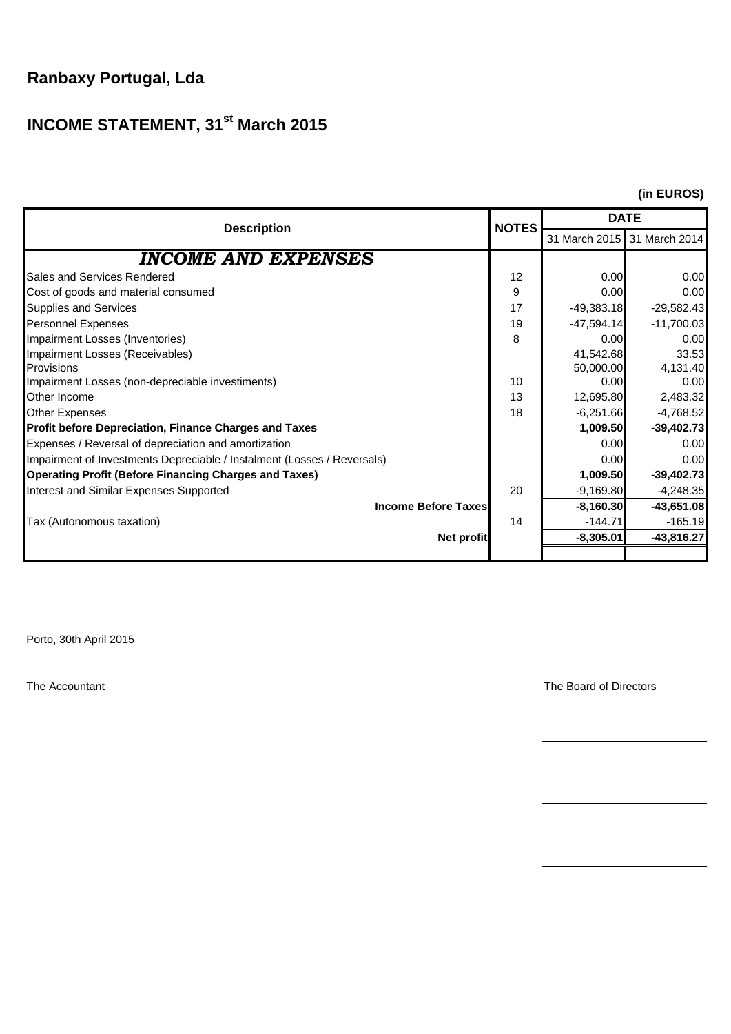# Ranbaxy Portugal, Lda

## INCOME STATEMENT, 31st March 2015

**(in EUROS)**

| Description | NOTES | DATE | |
|---|---|---|---|
| | | 31 March 2015 | 31 March 2014 |
| ***INCOME AND EXPENSES*** | | | |
| Sales and Services Rendered | 12 | 0.00 | 0.00 |
| Cost of goods and material consumed | 9 | 0.00 | 0.00 |
| Supplies and Services | 17 | -49,383.18 | -29,582.43 |
| Personnel Expenses | 19 | -47,594.14 | -11,700.03 |
| Impairment Losses (Inventories) | 8 | 0.00 | 0.00 |
| Impairment Losses (Receivables) | | 41,542.68 | 33.53 |
| Provisions | | 50,000.00 | 4,131.40 |
| Impairment Losses (non-depreciable investiments) | 10 | 0.00 | 0.00 |
| Other Income | 13 | 12,695.80 | 2,483.32 |
| Other Expenses | 18 | -6,251.66 | -4,768.52 |
| **Profit before Depreciation, Finance Charges and Taxes** | | **1,009.50** | **-39,402.73** |
| Expenses / Reversal of depreciation and amortization | | 0.00 | 0.00 |
| Impairment of Investments Depreciable / Instalment (Losses / Reversals) | | 0.00 | 0.00 |
| **Operating Profit (Before Financing Charges and Taxes)** | | **1,009.50** | **-39,402.73** |
| Interest and Similar Expenses Supported | 20 | -9,169.80 | -4,248.35 |
| **Income Before Taxes** | | **-8,160.30** | **-43,651.08** |
| Tax (Autonomous taxation) | 14 | -144.71 | -165.19 |
| **Net profit** | | **-8,305.01** | **-43,816.27** |

Porto, 30th April 2015

The Accountant

The Board of Directors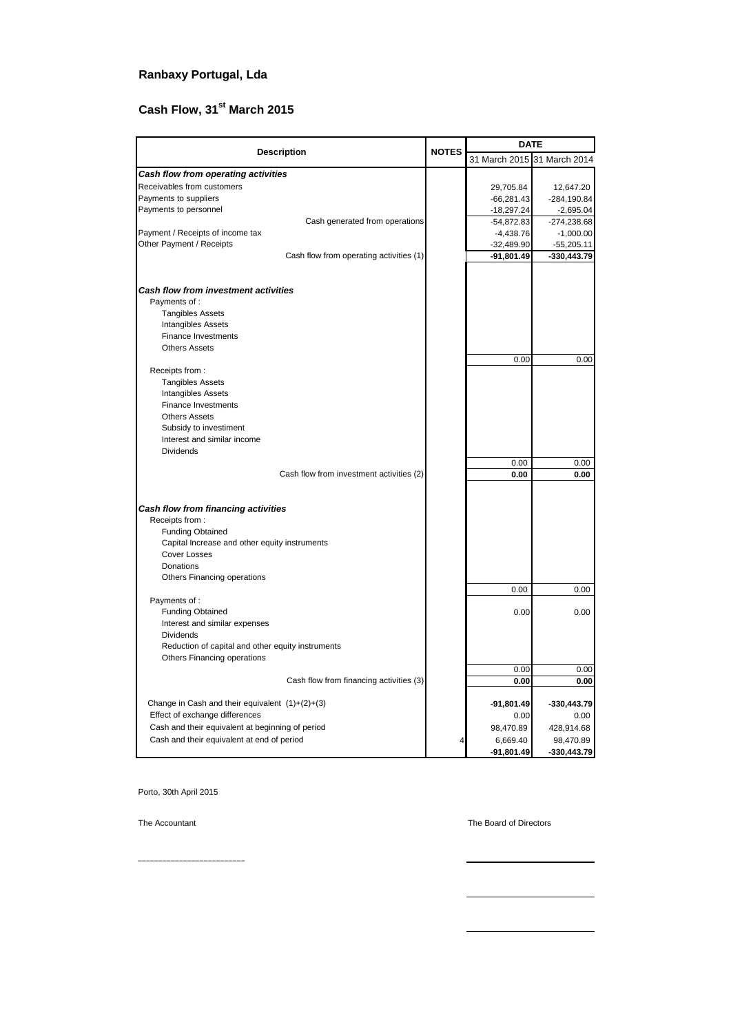# Ranbaxy Portugal, Lda

## Cash Flow, 31st March 2015

| Description | NOTES | DATE | |
|---|---|---|---|
| | | 31 March 2015 | 31 March 2014 |
| ***Cash flow from operating activities*** | | | |
| Receivables from customers | | 29,705.84 | 12,647.20 |
| Payments to suppliers | | -66,281.43 | -284,190.84 |
| Payments to personnel | | -18,297.24 | -2,695.04 |
| Cash generated from operations | | -54,872.83 | -274,238.68 |
| Payment / Receipts of income tax | | -4,438.76 | -1,000.00 |
| Other Payment / Receipts | | -32,489.90 | -55,205.11 |
| Cash flow from operating activities (1) | | **-91,801.49** | **-330,443.79** |
| ***Cash flow from investment activities*** | | | |
| Payments of : | | | |
| Tangibles Assets | | | |
| Intangibles Assets | | | |
| Finance Investments | | | |
| Others Assets | | | |
| | | 0.00 | 0.00 |
| Receipts from : | | | |
| Tangibles Assets | | | |
| Intangibles Assets | | | |
| Finance Investments | | | |
| Others Assets | | | |
| Subsidy to investiment | | | |
| Interest and similar income | | | |
| Dividends | | | |
| | | 0.00 | 0.00 |
| Cash flow from investment activities (2) | | **0.00** | **0.00** |
| ***Cash flow from financing activities*** | | | |
| Receipts from : | | | |
| Funding Obtained | | | |
| Capital Increase and other equity instruments | | | |
| Cover Losses | | | |
| Donations | | | |
| Others Financing operations | | | |
| | | 0.00 | 0.00 |
| Payments of : | | | |
| Funding Obtained | | 0.00 | 0.00 |
| Interest and similar expenses | | | |
| Dividends | | | |
| Reduction of capital and other equity instruments | | | |
| Others Financing operations | | | |
| | | 0.00 | 0.00 |
| Cash flow from financing activities (3) | | **0.00** | **0.00** |
| Change in Cash and their equivalent (1)+(2)+(3) | | **-91,801.49** | **-330,443.79** |
| Effect of exchange differences | | 0.00 | 0.00 |
| Cash and their equivalent at beginning of period | | 98,470.89 | 428,914.68 |
| Cash and their equivalent at end of period | 4 | 6,669.40 | 98,470.89 |
| | | **-91,801.49** | **-330,443.79** |

Porto, 30th April 2015

The Accountant

_______________________

The Board of Directors

_______________________

_______________________

_______________________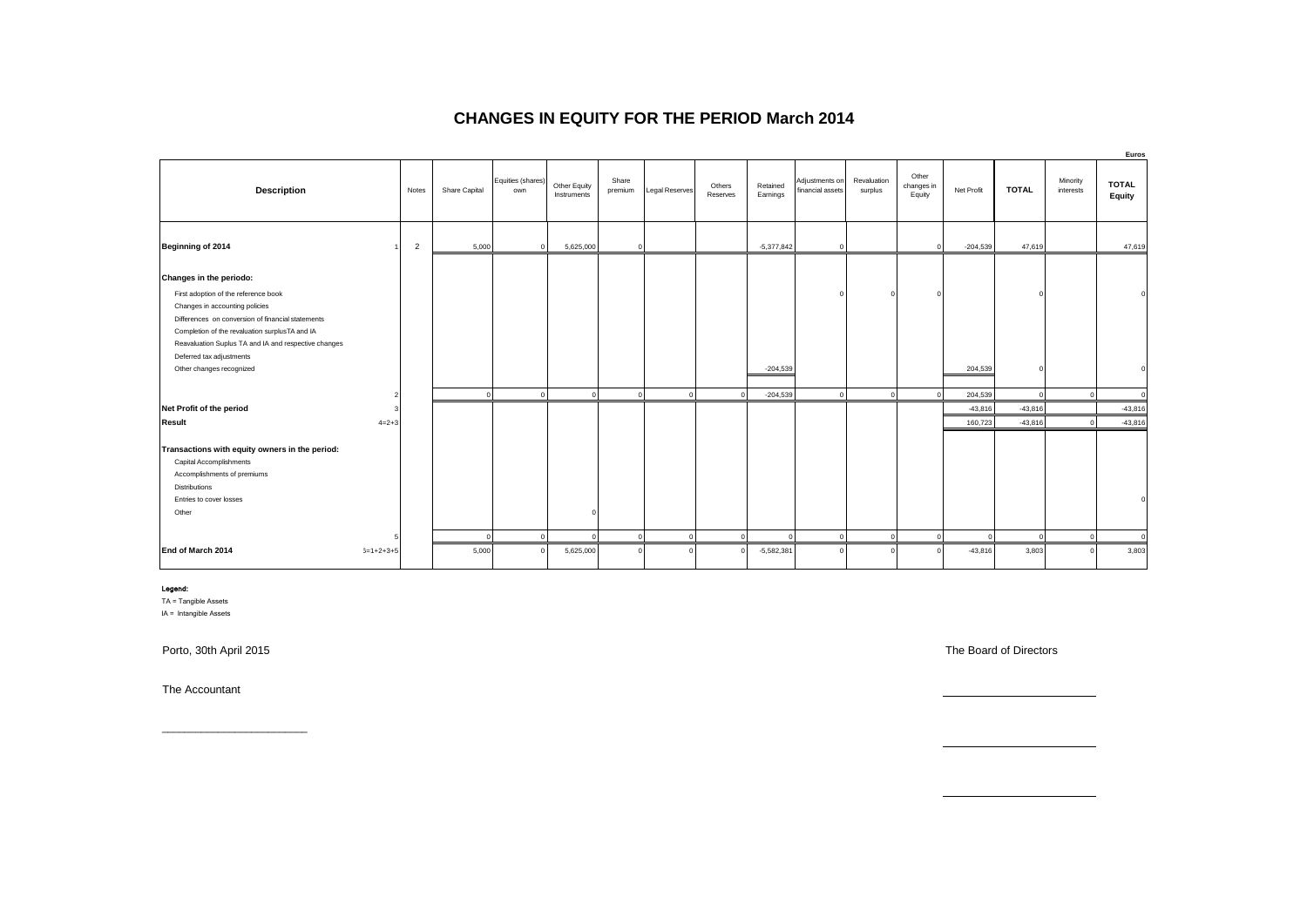# CHANGES IN EQUITY FOR THE PERIOD March 2014

Euros

| Description | | Notes | Share Capital | Equities (shares) own | Other Equity Instruments | Share premium | Legal Reserves | Others Reserves | Retained Earnings | Adjustments on financial assets | Revaluation surplus | Other changes in Equity | Net Profit | TOTAL | Minority interests | TOTAL Equity |
|---|---|---|---|---|---|---|---|---|---|---|---|---|---|---|---|---|
| **Beginning of 2014** | 1 | 2 | 5,000 | 0 | 5,625,000 | 0 | | | -5,377,842 | 0 | | 0 | -204,539 | 47,619 | | 47,619 |
| **Changes in the periodo:** | | | | | | | | | | | | | | | | |
| First adoption of the reference book | | | | | | | | | | 0 | 0 | 0 | | 0 | | 0 |
| Changes in accounting policies | | | | | | | | | | | | | | | | |
| Differences on conversion of financial statements | | | | | | | | | | | | | | | | |
| Completion of the revaluation surplusTA and IA | | | | | | | | | | | | | | | | |
| Reavaluation Suplus TA and IA and respective changes | | | | | | | | | | | | | | | | |
| Deferred tax adjustments | | | | | | | | | | | | | | | | |
| Other changes recognized | | | | | | | | | -204,539 | | | | 204,539 | 0 | | 0 |
| | 2 | | 0 | 0 | 0 | 0 | 0 | 0 | -204,539 | 0 | 0 | 0 | 204,539 | 0 | 0 | 0 |
| **Net Profit of the period** | 3 | | | | | | | | | | | | -43,816 | -43,816 | | -43,816 |
| **Result** | 4=2+3 | | | | | | | | | | | | 160,723 | -43,816 | 0 | -43,816 |
| **Transactions with equity owners in the period:** | | | | | | | | | | | | | | | | |
| Capital Accomplishments | | | | | | | | | | | | | | | | |
| Accomplishments of premiums | | | | | | | | | | | | | | | | |
| Distributions | | | | | | | | | | | | | | | | |
| Entries to cover losses | | | | | | | | | | | | | | | | 0 |
| Other | | | | | 0 | | | | | | | | | | | |
| | 5 | | 0 | 0 | 0 | 0 | 0 | 0 | 0 | 0 | 0 | 0 | 0 | 0 | 0 | 0 |
| **End of March 2014** | 6=1+2+3+5 | | 5,000 | 0 | 5,625,000 | 0 | 0 | 0 | -5,582,381 | 0 | 0 | 0 | -43,816 | 3,803 | 0 | 3,803 |

**Legend:**

TA = Tangible Assets

IA = Intangible Assets

Porto, 30th April 2015

The Board of Directors

The Accountant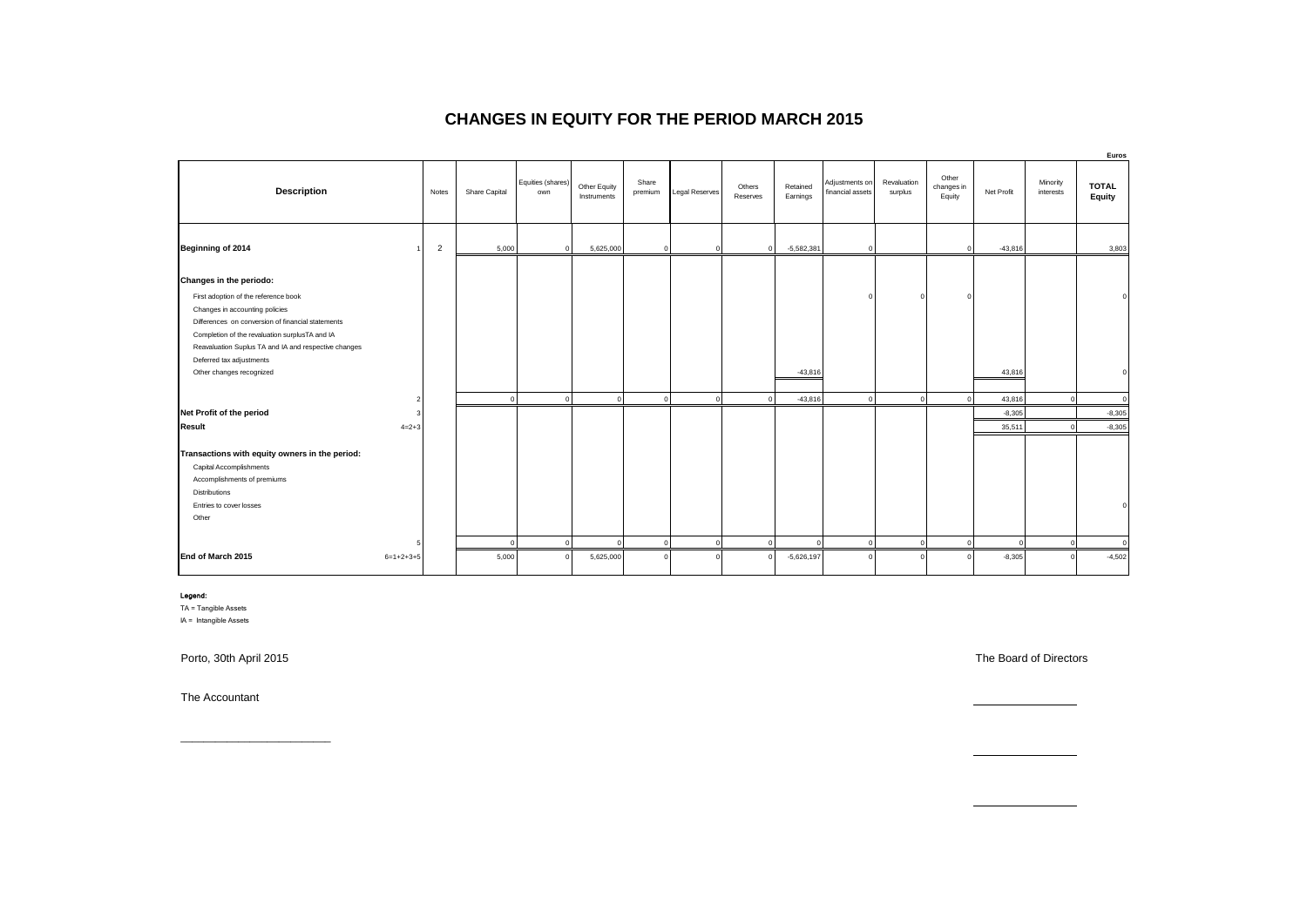# CHANGES IN EQUITY FOR THE PERIOD MARCH 2015

Euros

| Description | | Notes | Share Capital | Equities (shares) own | Other Equity Instruments | Share premium | Legal Reserves | Others Reserves | Retained Earnings | Adjustments on financial assets | Revaluation surplus | Other changes in Equity | Net Profit | Minority interests | TOTAL Equity |
|---|---|---|---|---|---|---|---|---|---|---|---|---|---|---|---|
| **Beginning of 2014** | 1 | 2 | 5,000 | 0 | 5,625,000 | 0 | 0 | 0 | -5,582,381 | 0 | | 0 | -43,816 | | 3,803 |
| **Changes in the periodo:** | | | | | | | | | | | | | | | |
| First adoption of the reference book | | | | | | | | | | 0 | 0 | 0 | | | 0 |
| Changes in accounting policies | | | | | | | | | | | | | | | |
| Differences on conversion of financial statements | | | | | | | | | | | | | | | |
| Completion of the revaluation surplusTA and IA | | | | | | | | | | | | | | | |
| Reavaluation Suplus TA and IA and respective changes | | | | | | | | | | | | | | | |
| Deferred tax adjustments | | | | | | | | | | | | | | | |
| Other changes recognized | | | | | | | | | -43,816 | | | | 43,816 | | 0 |
| | 2 | | 0 | 0 | 0 | 0 | 0 | 0 | -43,816 | 0 | 0 | 0 | 43,816 | 0 | 0 |
| **Net Profit of the period** | 3 | | | | | | | | | | | | -8,305 | | -8,305 |
| **Result** | 4=2+3 | | | | | | | | | | | | 35,511 | 0 | -8,305 |
| **Transactions with equity owners in the period:** | | | | | | | | | | | | | | | |
| Capital Accomplishments | | | | | | | | | | | | | | | |
| Accomplishments of premiums | | | | | | | | | | | | | | | |
| Distributions | | | | | | | | | | | | | | | |
| Entries to cover losses | | | | | | | | | | | | | | | 0 |
| Other | | | | | | | | | | | | | | | |
| | 5 | | 0 | 0 | 0 | 0 | 0 | 0 | 0 | 0 | 0 | 0 | 0 | 0 | 0 |
| **End of March 2015** | 6=1+2+3+5 | | 5,000 | 0 | 5,625,000 | 0 | 0 | 0 | -5,626,197 | 0 | 0 | 0 | -8,305 | 0 | -4,502 |

**Legend:**

TA = Tangible Assets

IA = Intangible Assets

Porto, 30th April 2015

The Board of Directors

The Accountant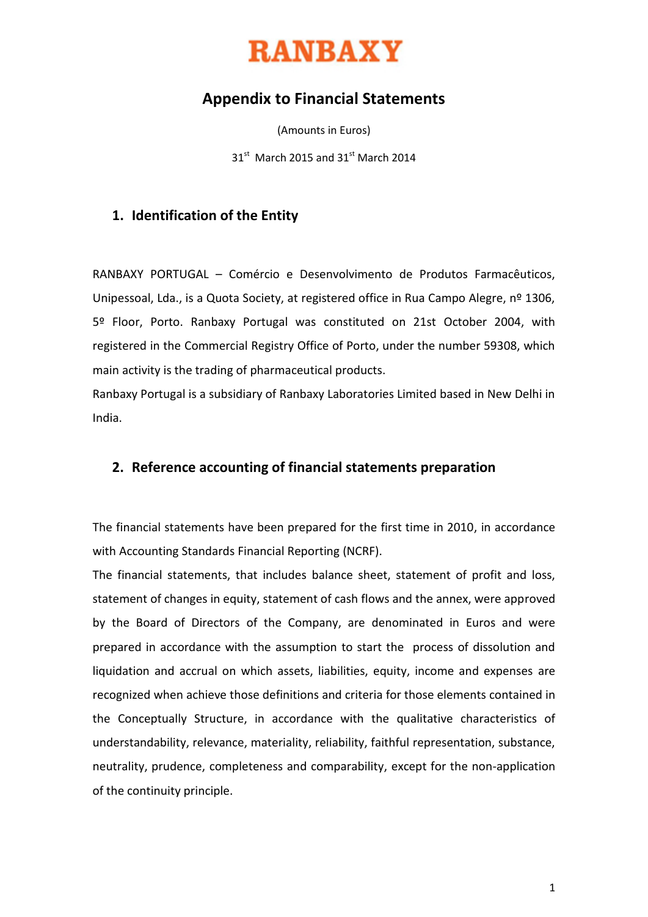RANBAXY

# Appendix to Financial Statements

(Amounts in Euros)

31st March 2015 and 31st March 2014

## 1. Identification of the Entity

RANBAXY PORTUGAL – Comércio e Desenvolvimento de Produtos Farmacêuticos, Unipessoal, Lda., is a Quota Society, at registered office in Rua Campo Alegre, nº 1306, 5º Floor, Porto. Ranbaxy Portugal was constituted on 21st October 2004, with registered in the Commercial Registry Office of Porto, under the number 59308, which main activity is the trading of pharmaceutical products.

Ranbaxy Portugal is a subsidiary of Ranbaxy Laboratories Limited based in New Delhi in India.

## 2. Reference accounting of financial statements preparation

The financial statements have been prepared for the first time in 2010, in accordance with Accounting Standards Financial Reporting (NCRF).

The financial statements, that includes balance sheet, statement of profit and loss, statement of changes in equity, statement of cash flows and the annex, were approved by the Board of Directors of the Company, are denominated in Euros and were prepared in accordance with the assumption to start the process of dissolution and liquidation and accrual on which assets, liabilities, equity, income and expenses are recognized when achieve those definitions and criteria for those elements contained in the Conceptually Structure, in accordance with the qualitative characteristics of understandability, relevance, materiality, reliability, faithful representation, substance, neutrality, prudence, completeness and comparability, except for the non-application of the continuity principle.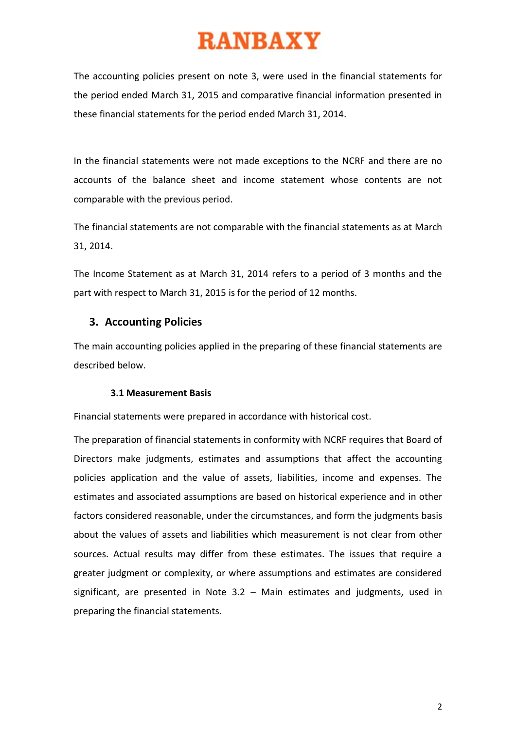The accounting policies present on note 3, were used in the financial statements for the period ended March 31, 2015 and comparative financial information presented in these financial statements for the period ended March 31, 2014.

In the financial statements were not made exceptions to the NCRF and there are no accounts of the balance sheet and income statement whose contents are not comparable with the previous period.

The financial statements are not comparable with the financial statements as at March 31, 2014.

The Income Statement as at March 31, 2014 refers to a period of 3 months and the part with respect to March 31, 2015 is for the period of 12 months.

## 3. Accounting Policies

The main accounting policies applied in the preparing of these financial statements are described below.

### 3.1 Measurement Basis

Financial statements were prepared in accordance with historical cost.

The preparation of financial statements in conformity with NCRF requires that Board of Directors make judgments, estimates and assumptions that affect the accounting policies application and the value of assets, liabilities, income and expenses. The estimates and associated assumptions are based on historical experience and in other factors considered reasonable, under the circumstances, and form the judgments basis about the values of assets and liabilities which measurement is not clear from other sources. Actual results may differ from these estimates. The issues that require a greater judgment or complexity, or where assumptions and estimates are considered significant, are presented in Note 3.2 – Main estimates and judgments, used in preparing the financial statements.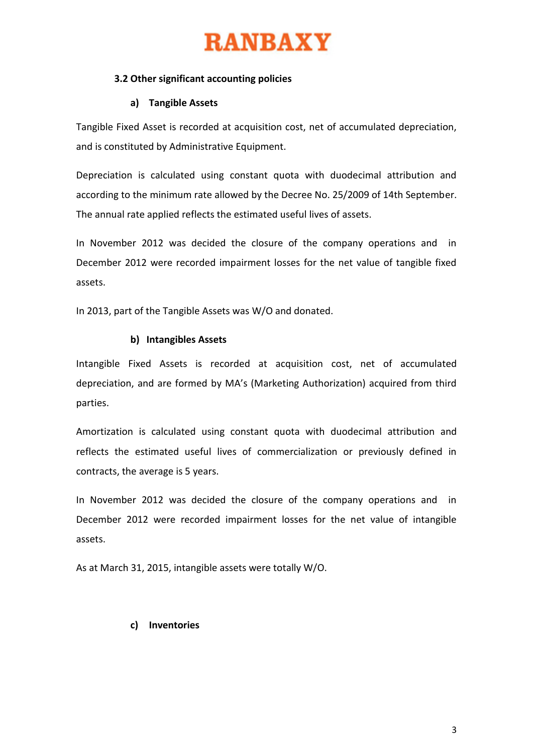### 3.2 Other significant accounting policies

#### a) Tangible Assets

Tangible Fixed Asset is recorded at acquisition cost, net of accumulated depreciation, and is constituted by Administrative Equipment.

Depreciation is calculated using constant quota with duodecimal attribution and according to the minimum rate allowed by the Decree No. 25/2009 of 14th September. The annual rate applied reflects the estimated useful lives of assets.

In November 2012 was decided the closure of the company operations and in December 2012 were recorded impairment losses for the net value of tangible fixed assets.

In 2013, part of the Tangible Assets was W/O and donated.

#### b) Intangibles Assets

Intangible Fixed Assets is recorded at acquisition cost, net of accumulated depreciation, and are formed by MA's (Marketing Authorization) acquired from third parties.

Amortization is calculated using constant quota with duodecimal attribution and reflects the estimated useful lives of commercialization or previously defined in contracts, the average is 5 years.

In November 2012 was decided the closure of the company operations and in December 2012 were recorded impairment losses for the net value of intangible assets.

As at March 31, 2015, intangible assets were totally W/O.

#### c) Inventories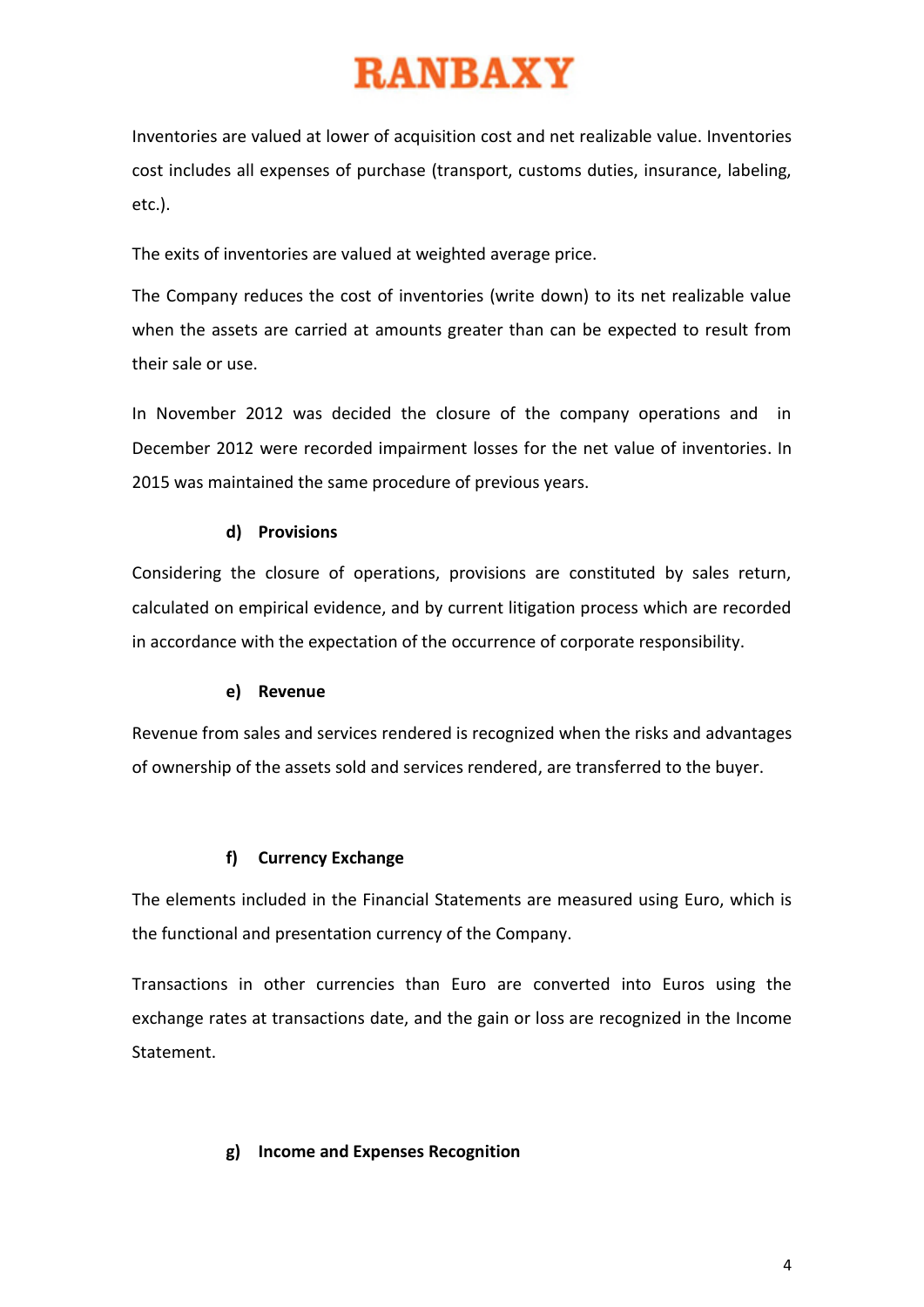Inventories are valued at lower of acquisition cost and net realizable value. Inventories cost includes all expenses of purchase (transport, customs duties, insurance, labeling, etc.).

The exits of inventories are valued at weighted average price.

The Company reduces the cost of inventories (write down) to its net realizable value when the assets are carried at amounts greater than can be expected to result from their sale or use.

In November 2012 was decided the closure of the company operations and in December 2012 were recorded impairment losses for the net value of inventories. In 2015 was maintained the same procedure of previous years.

**d) Provisions**

Considering the closure of operations, provisions are constituted by sales return, calculated on empirical evidence, and by current litigation process which are recorded in accordance with the expectation of the occurrence of corporate responsibility.

**e) Revenue**

Revenue from sales and services rendered is recognized when the risks and advantages of ownership of the assets sold and services rendered, are transferred to the buyer.

**f) Currency Exchange**

The elements included in the Financial Statements are measured using Euro, which is the functional and presentation currency of the Company.

Transactions in other currencies than Euro are converted into Euros using the exchange rates at transactions date, and the gain or loss are recognized in the Income Statement.

**g) Income and Expenses Recognition**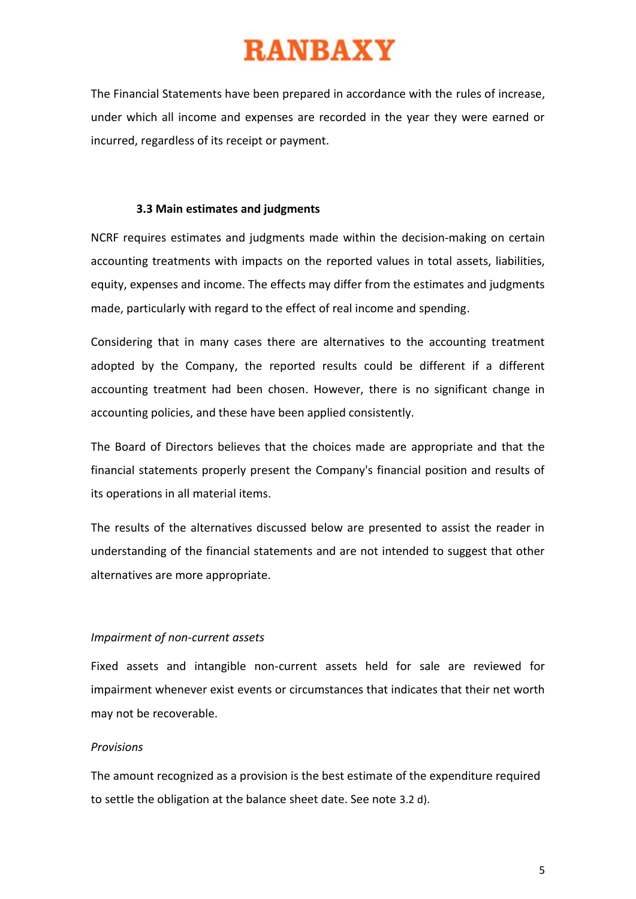RANBAXY

The Financial Statements have been prepared in accordance with the rules of increase, under which all income and expenses are recorded in the year they were earned or incurred, regardless of its receipt or payment.

### 3.3 Main estimates and judgments

NCRF requires estimates and judgments made within the decision-making on certain accounting treatments with impacts on the reported values in total assets, liabilities, equity, expenses and income. The effects may differ from the estimates and judgments made, particularly with regard to the effect of real income and spending.

Considering that in many cases there are alternatives to the accounting treatment adopted by the Company, the reported results could be different if a different accounting treatment had been chosen. However, there is no significant change in accounting policies, and these have been applied consistently.

The Board of Directors believes that the choices made are appropriate and that the financial statements properly present the Company's financial position and results of its operations in all material items.

The results of the alternatives discussed below are presented to assist the reader in understanding of the financial statements and are not intended to suggest that other alternatives are more appropriate.

*Impairment of non-current assets*

Fixed assets and intangible non-current assets held for sale are reviewed for impairment whenever exist events or circumstances that indicates that their net worth may not be recoverable.

*Provisions*

The amount recognized as a provision is the best estimate of the expenditure required to settle the obligation at the balance sheet date. See note 3.2 d).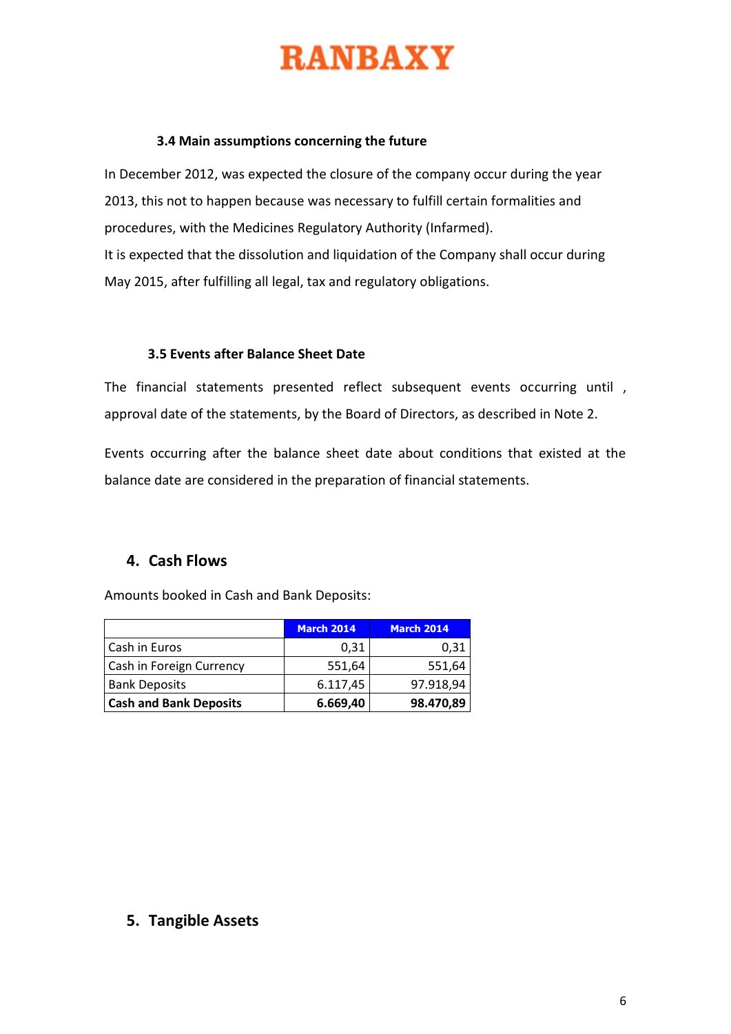### 3.4 Main assumptions concerning the future

In December 2012, was expected the closure of the company occur during the year 2013, this not to happen because was necessary to fulfill certain formalities and procedures, with the Medicines Regulatory Authority (Infarmed).

It is expected that the dissolution and liquidation of the Company shall occur during May 2015, after fulfilling all legal, tax and regulatory obligations.

### 3.5 Events after Balance Sheet Date

The financial statements presented reflect subsequent events occurring until , approval date of the statements, by the Board of Directors, as described in Note 2.

Events occurring after the balance sheet date about conditions that existed at the balance date are considered in the preparation of financial statements.

## 4. Cash Flows

Amounts booked in Cash and Bank Deposits:

| | March 2014 | March 2014 |
|---|---|---|
| Cash in Euros | 0,31 | 0,31 |
| Cash in Foreign Currency | 551,64 | 551,64 |
| Bank Deposits | 6.117,45 | 97.918,94 |
| **Cash and Bank Deposits** | **6.669,40** | **98.470,89** |

## 5. Tangible Assets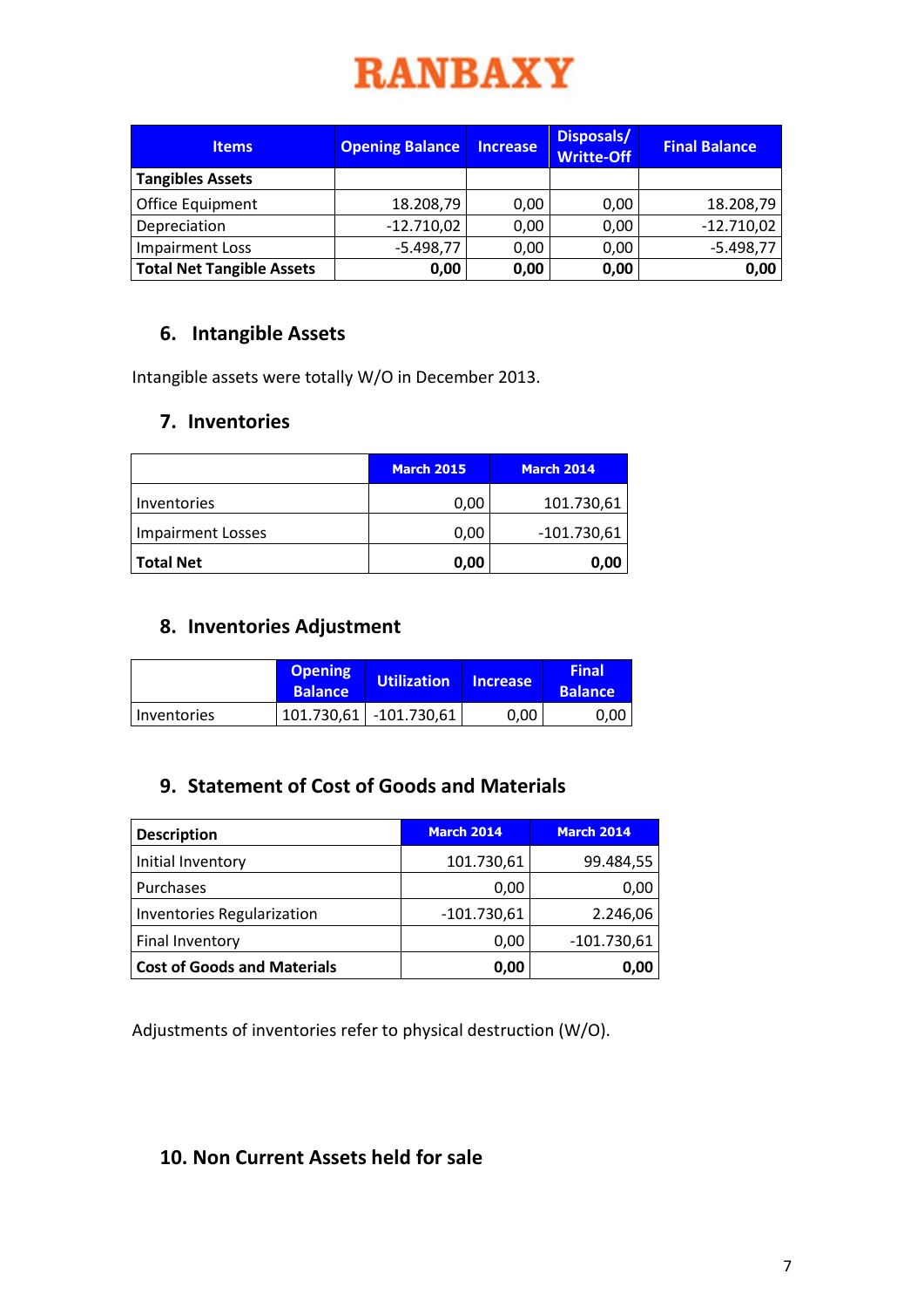# RANBAXY

| Items | Opening Balance | Increase | Disposals/ Writte-Off | Final Balance |
|---|---|---|---|---|
| **Tangibles Assets** | | | | |
| Office Equipment | 18.208,79 | 0,00 | 0,00 | 18.208,79 |
| Depreciation | -12.710,02 | 0,00 | 0,00 | -12.710,02 |
| Impairment Loss | -5.498,77 | 0,00 | 0,00 | -5.498,77 |
| **Total Net Tangible Assets** | **0,00** | **0,00** | **0,00** | **0,00** |

## 6. Intangible Assets

Intangible assets were totally W/O in December 2013.

## 7. Inventories

| | March 2015 | March 2014 |
|---|---|---|
| Inventories | 0,00 | 101.730,61 |
| Impairment Losses | 0,00 | -101.730,61 |
| **Total Net** | **0,00** | **0,00** |

## 8. Inventories Adjustment

| | Opening Balance | Utilization | Increase | Final Balance |
|---|---|---|---|---|
| Inventories | 101.730,61 | -101.730,61 | 0,00 | 0,00 |

## 9. Statement of Cost of Goods and Materials

| Description | March 2014 | March 2014 |
|---|---|---|
| Initial Inventory | 101.730,61 | 99.484,55 |
| Purchases | 0,00 | 0,00 |
| Inventories Regularization | -101.730,61 | 2.246,06 |
| Final Inventory | 0,00 | -101.730,61 |
| **Cost of Goods and Materials** | **0,00** | **0,00** |

Adjustments of inventories refer to physical destruction (W/O).

## 10. Non Current Assets held for sale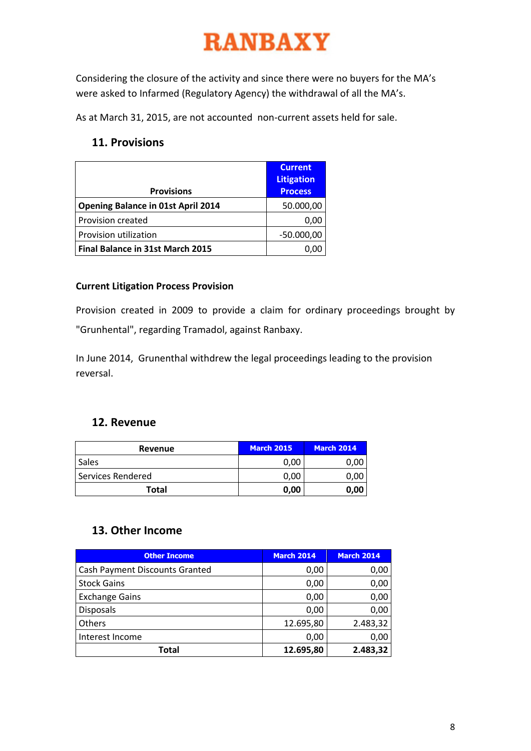Considering the closure of the activity and since there were no buyers for the MA's were asked to Infarmed (Regulatory Agency) the withdrawal of all the MA's.

As at March 31, 2015, are not accounted non-current assets held for sale.

## 11. Provisions

| Provisions | Current Litigation Process |
|---|---|
| **Opening Balance in 01st April 2014** | 50.000,00 |
| Provision created | 0,00 |
| Provision utilization | -50.000,00 |
| **Final Balance in 31st March 2015** | 0,00 |

**Current Litigation Process Provision**

Provision created in 2009 to provide a claim for ordinary proceedings brought by "Grunhental", regarding Tramadol, against Ranbaxy.

In June 2014, Grunenthal withdrew the legal proceedings leading to the provision reversal.

## 12. Revenue

| Revenue | March 2015 | March 2014 |
|---|---|---|
| Sales | 0,00 | 0,00 |
| Services Rendered | 0,00 | 0,00 |
| **Total** | **0,00** | **0,00** |

## 13. Other Income

| Other Income | March 2014 | March 2014 |
|---|---|---|
| Cash Payment Discounts Granted | 0,00 | 0,00 |
| Stock Gains | 0,00 | 0,00 |
| Exchange Gains | 0,00 | 0,00 |
| Disposals | 0,00 | 0,00 |
| Others | 12.695,80 | 2.483,32 |
| Interest Income | 0,00 | 0,00 |
| **Total** | **12.695,80** | **2.483,32** |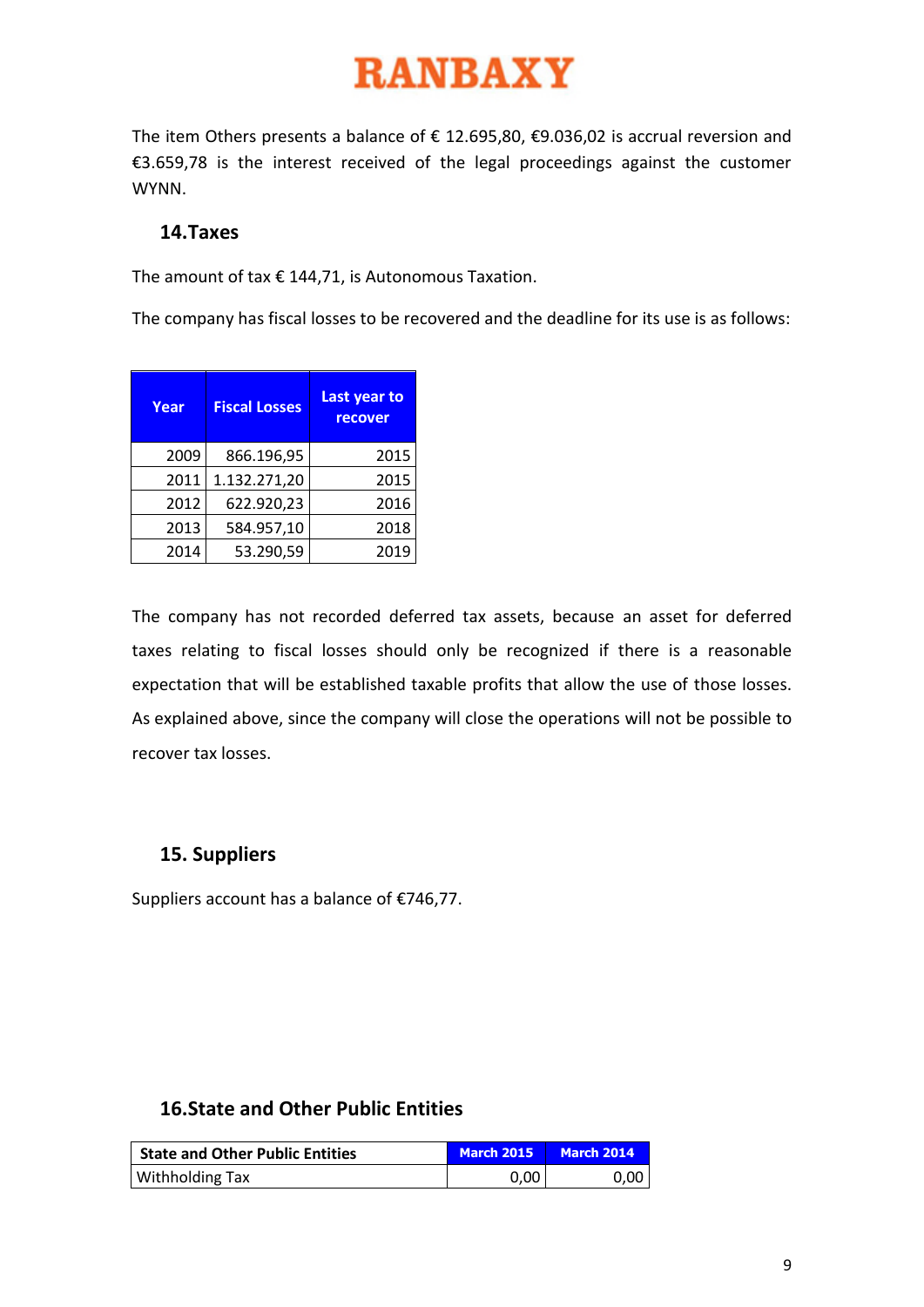The item Others presents a balance of € 12.695,80, €9.036,02 is accrual reversion and €3.659,78 is the interest received of the legal proceedings against the customer WYNN.

## 14.Taxes

The amount of tax € 144,71, is Autonomous Taxation.

The company has fiscal losses to be recovered and the deadline for its use is as follows:

| Year | Fiscal Losses | Last year to recover |
|---|---|---|
| 2009 | 866.196,95 | 2015 |
| 2011 | 1.132.271,20 | 2015 |
| 2012 | 622.920,23 | 2016 |
| 2013 | 584.957,10 | 2018 |
| 2014 | 53.290,59 | 2019 |

The company has not recorded deferred tax assets, because an asset for deferred taxes relating to fiscal losses should only be recognized if there is a reasonable expectation that will be established taxable profits that allow the use of those losses. As explained above, since the company will close the operations will not be possible to recover tax losses.

## 15. Suppliers

Suppliers account has a balance of €746,77.

## 16.State and Other Public Entities

| State and Other Public Entities | March 2015 | March 2014 |
|---|---|---|
| Withholding Tax | 0,00 | 0,00 |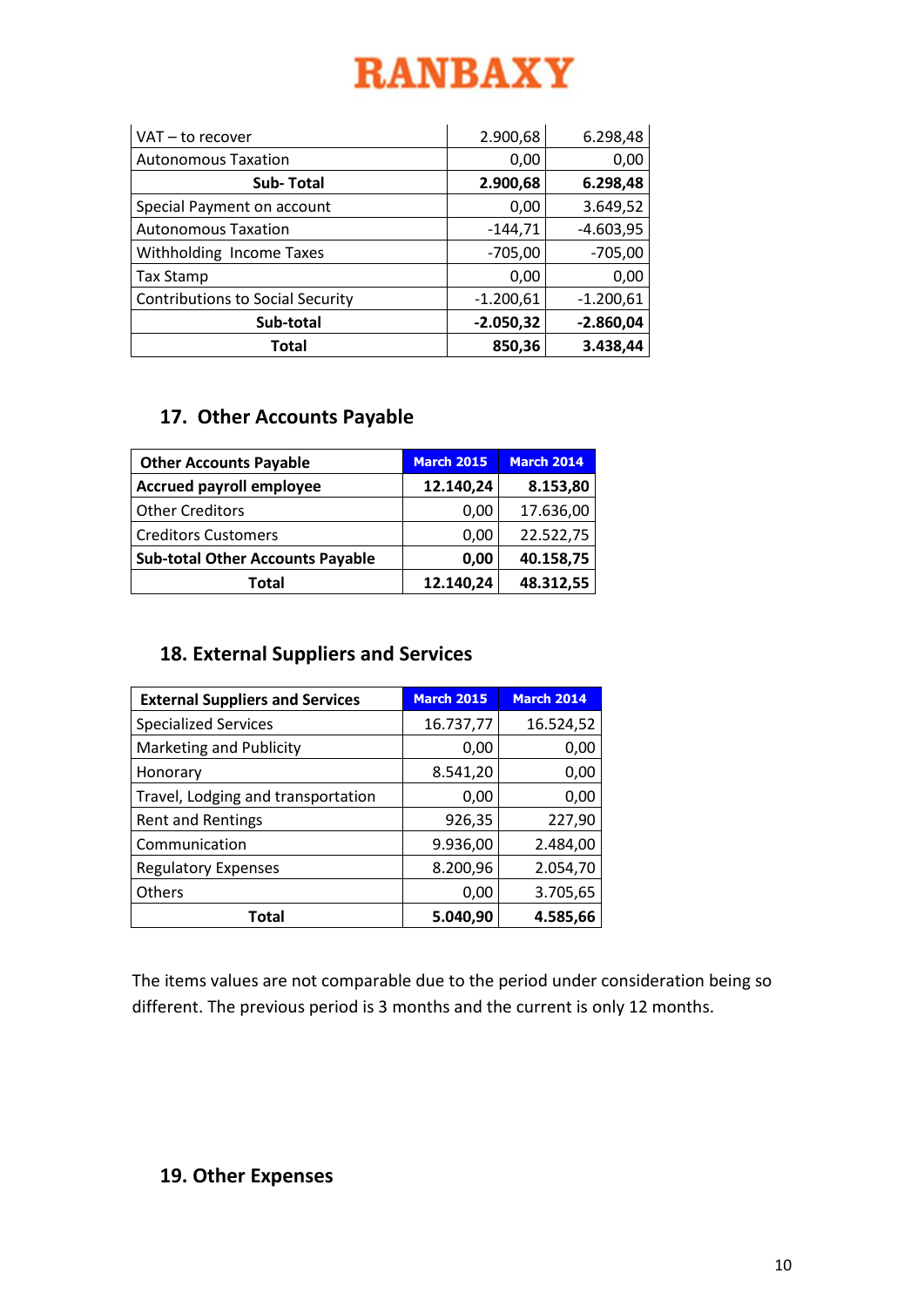| | | |
|---|---|---|
| VAT – to recover | 2.900,68 | 6.298,48 |
| Autonomous Taxation | 0,00 | 0,00 |
| **Sub- Total** | **2.900,68** | **6.298,48** |
| Special Payment on account | 0,00 | 3.649,52 |
| Autonomous Taxation | -144,71 | -4.603,95 |
| Withholding Income Taxes | -705,00 | -705,00 |
| Tax Stamp | 0,00 | 0,00 |
| Contributions to Social Security | -1.200,61 | -1.200,61 |
| **Sub-total** | **-2.050,32** | **-2.860,04** |
| **Total** | **850,36** | **3.438,44** |

## 17. Other Accounts Payable

| Other Accounts Payable | March 2015 | March 2014 |
|---|---|---|
| **Accrued payroll employee** | **12.140,24** | **8.153,80** |
| Other Creditors | 0,00 | 17.636,00 |
| Creditors Customers | 0,00 | 22.522,75 |
| **Sub-total Other Accounts Payable** | **0,00** | **40.158,75** |
| **Total** | **12.140,24** | **48.312,55** |

## 18. External Suppliers and Services

| External Suppliers and Services | March 2015 | March 2014 |
|---|---|---|
| Specialized Services | 16.737,77 | 16.524,52 |
| Marketing and Publicity | 0,00 | 0,00 |
| Honorary | 8.541,20 | 0,00 |
| Travel, Lodging and transportation | 0,00 | 0,00 |
| Rent and Rentings | 926,35 | 227,90 |
| Communication | 9.936,00 | 2.484,00 |
| Regulatory Expenses | 8.200,96 | 2.054,70 |
| Others | 0,00 | 3.705,65 |
| **Total** | **5.040,90** | **4.585,66** |

The items values are not comparable due to the period under consideration being so different. The previous period is 3 months and the current is only 12 months.

## 19. Other Expenses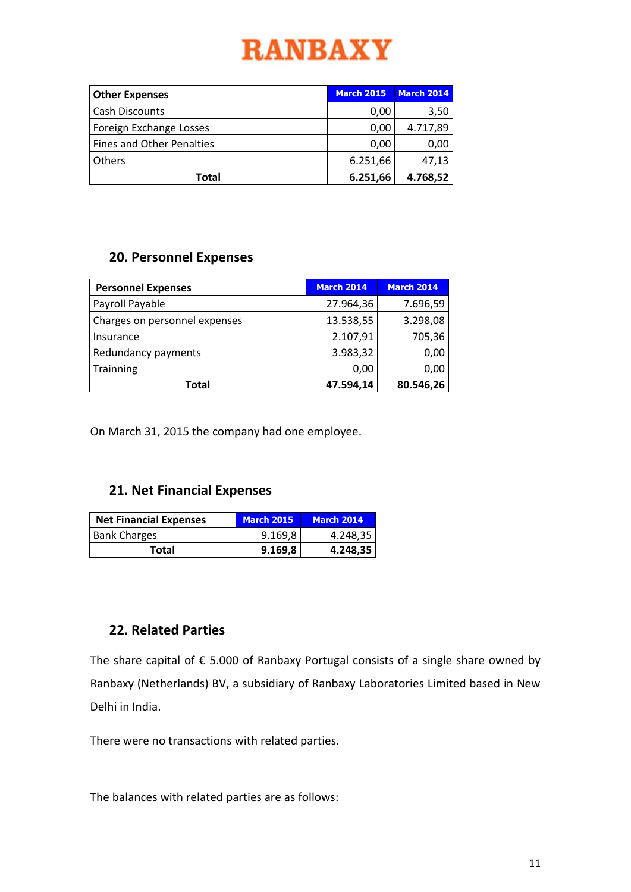| Other Expenses | March 2015 | March 2014 |
|---|---|---|
| Cash Discounts | 0,00 | 3,50 |
| Foreign Exchange Losses | 0,00 | 4.717,89 |
| Fines and Other Penalties | 0,00 | 0,00 |
| Others | 6.251,66 | 47,13 |
| **Total** | **6.251,66** | **4.768,52** |

## 20. Personnel Expenses

| Personnel Expenses | March 2014 | March 2014 |
|---|---|---|
| Payroll Payable | 27.964,36 | 7.696,59 |
| Charges on personnel expenses | 13.538,55 | 3.298,08 |
| Insurance | 2.107,91 | 705,36 |
| Redundancy payments | 3.983,32 | 0,00 |
| Trainning | 0,00 | 0,00 |
| **Total** | **47.594,14** | **80.546,26** |

On March 31, 2015 the company had one employee.

## 21. Net Financial Expenses

| Net Financial Expenses | March 2015 | March 2014 |
|---|---|---|
| Bank Charges | 9.169,8 | 4.248,35 |
| **Total** | **9.169,8** | **4.248,35** |

## 22. Related Parties

The share capital of € 5.000 of Ranbaxy Portugal consists of a single share owned by Ranbaxy (Netherlands) BV, a subsidiary of Ranbaxy Laboratories Limited based in New Delhi in India.

There were no transactions with related parties.

The balances with related parties are as follows: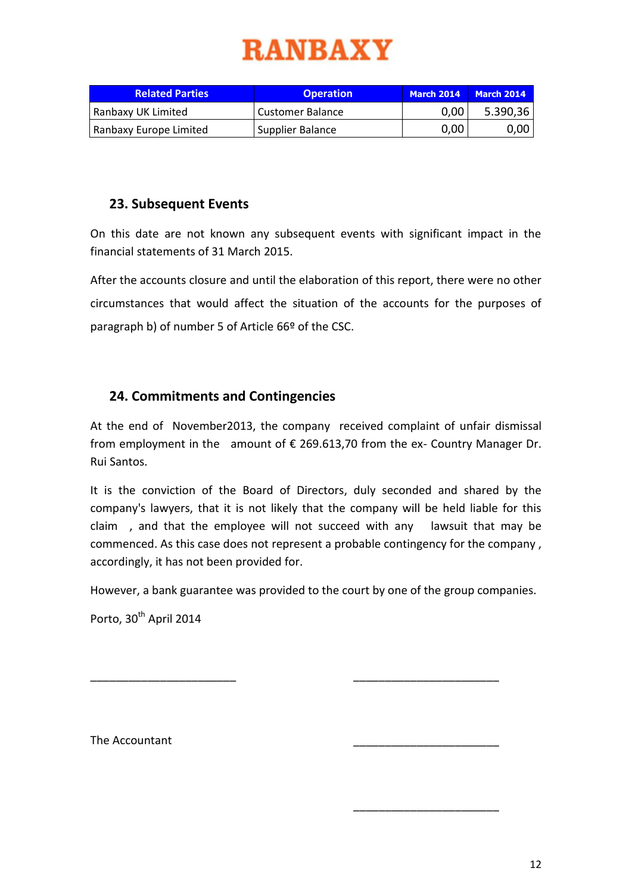RANBAXY

| Related Parties | Operation | March 2014 | March 2014 |
| --- | --- | --- | --- |
| Ranbaxy UK Limited | Customer Balance | 0,00 | 5.390,36 |
| Ranbaxy Europe Limited | Supplier Balance | 0,00 | 0,00 |

## 23. Subsequent Events

On this date are not known any subsequent events with significant impact in the financial statements of 31 March 2015.

After the accounts closure and until the elaboration of this report, there were no other circumstances that would affect the situation of the accounts for the purposes of paragraph b) of number 5 of Article 66º of the CSC.

## 24. Commitments and Contingencies

At the end of November2013, the company received complaint of unfair dismissal from employment in the amount of € 269.613,70 from the ex- Country Manager Dr. Rui Santos.

It is the conviction of the Board of Directors, duly seconded and shared by the company's lawyers, that it is not likely that the company will be held liable for this claim , and that the employee will not succeed with any lawsuit that may be commenced. As this case does not represent a probable contingency for the company , accordingly, it has not been provided for.

However, a bank guarantee was provided to the court by one of the group companies.

Porto, 30th April 2014

\_\_\_\_\_\_\_\_\_\_\_\_\_\_\_\_\_\_\_\_\_\_\_\_\_ \_\_\_\_\_\_\_\_\_\_\_\_\_\_\_\_\_\_\_\_\_\_\_\_\_

The Accountant \_\_\_\_\_\_\_\_\_\_\_\_\_\_\_\_\_\_\_\_\_\_\_\_\_

\_\_\_\_\_\_\_\_\_\_\_\_\_\_\_\_\_\_\_\_\_\_\_\_\_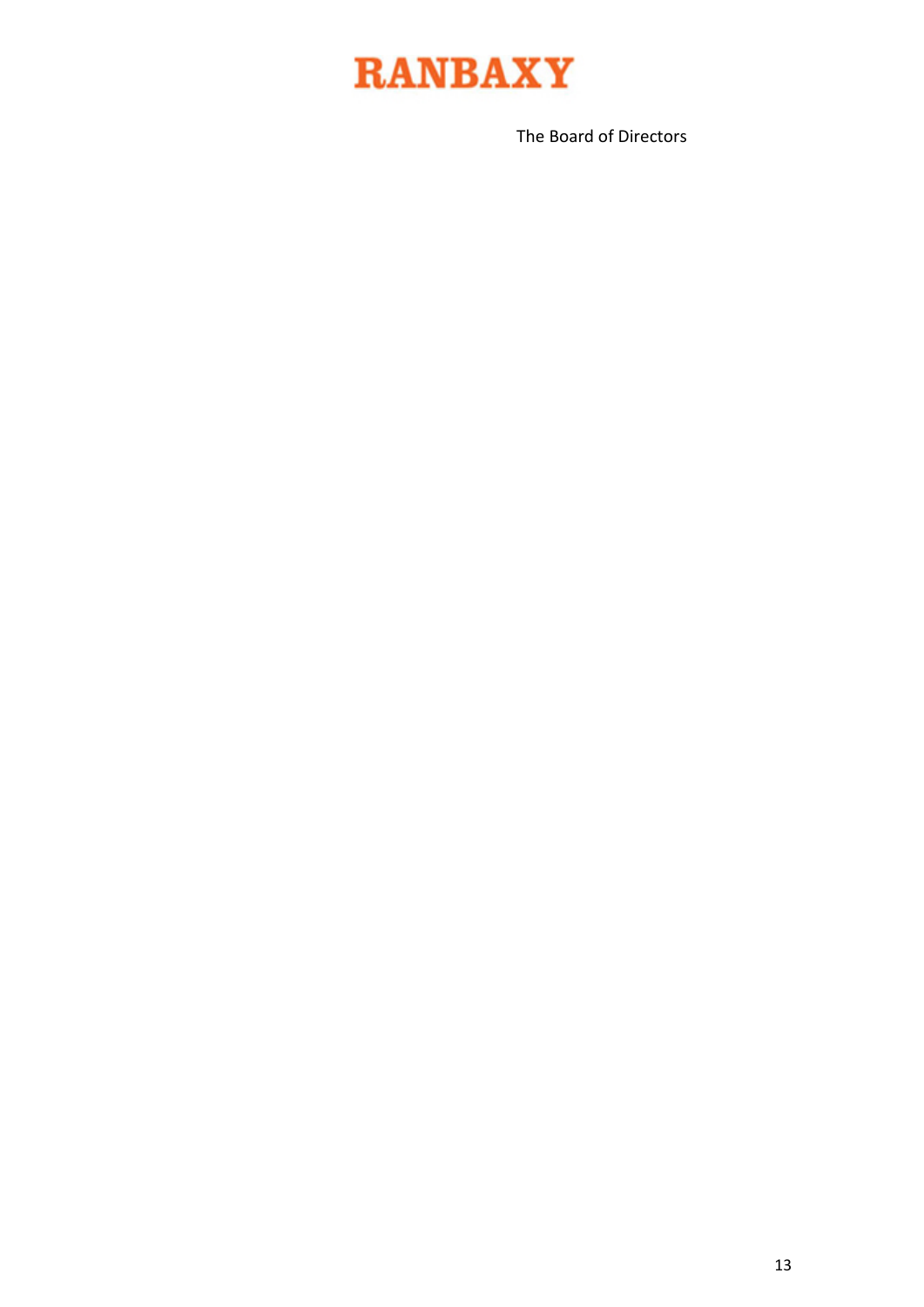RANBAXY

The Board of Directors